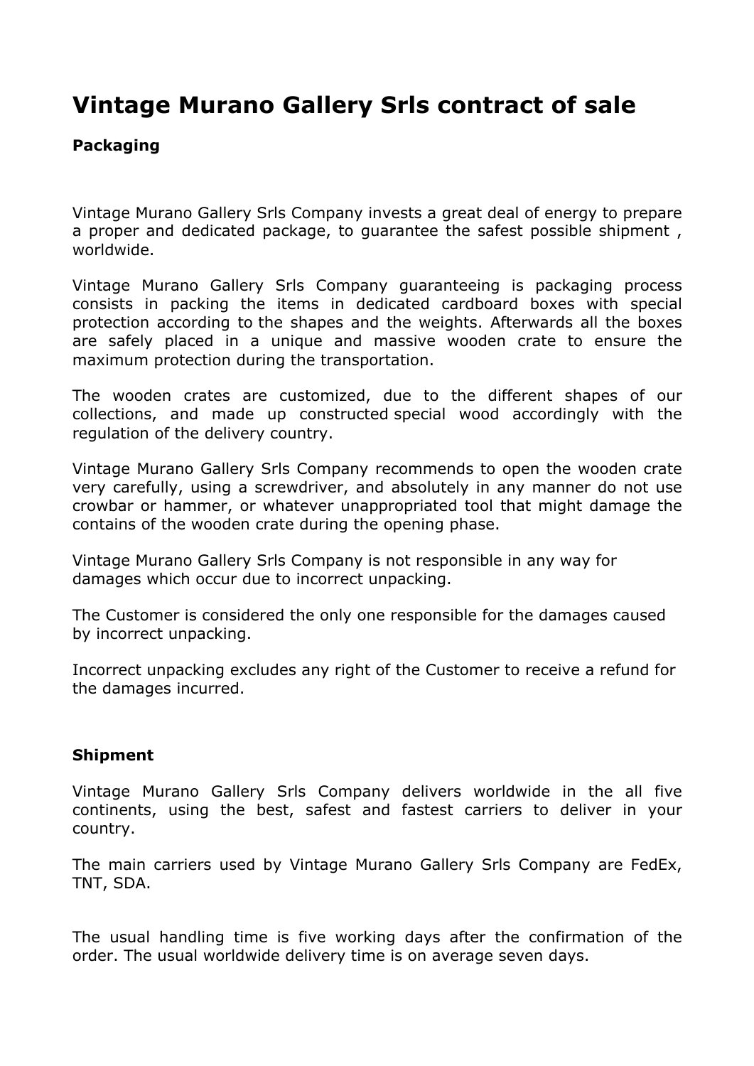# Vintage Murano Gallery Srls contract of sale

### Packaging

Vintage Murano Gallery Srls Company invests a great deal of energy to prepare a proper and dedicated package, to guarantee the safest possible shipment , worldwide.

Vintage Murano Gallery Srls Company guaranteeing is packaging process consists in packing the items in dedicated cardboard boxes with special protection according to the shapes and the weights. Afterwards all the boxes are safely placed in a unique and massive wooden crate to ensure the maximum protection during the transportation.

The wooden crates are customized, due to the different shapes of our collections, and made up constructed special wood accordingly with the regulation of the delivery country.

Vintage Murano Gallery Srls Company recommends to open the wooden crate very carefully, using a screwdriver, and absolutely in any manner do not use crowbar or hammer, or whatever unappropriated tool that might damage the contains of the wooden crate during the opening phase.

Vintage Murano Gallery Srls Company is not responsible in any way for damages which occur due to incorrect unpacking.

The Customer is considered the only one responsible for the damages caused by incorrect unpacking.

Incorrect unpacking excludes any right of the Customer to receive a refund for the damages incurred.

### Shipment

Vintage Murano Gallery Srls Company delivers worldwide in the all five continents, using the best, safest and fastest carriers to deliver in your country.

The main carriers used by Vintage Murano Gallery Srls Company are FedEx, TNT, SDA.

The usual handling time is five working days after the confirmation of the order. The usual worldwide delivery time is on average seven days.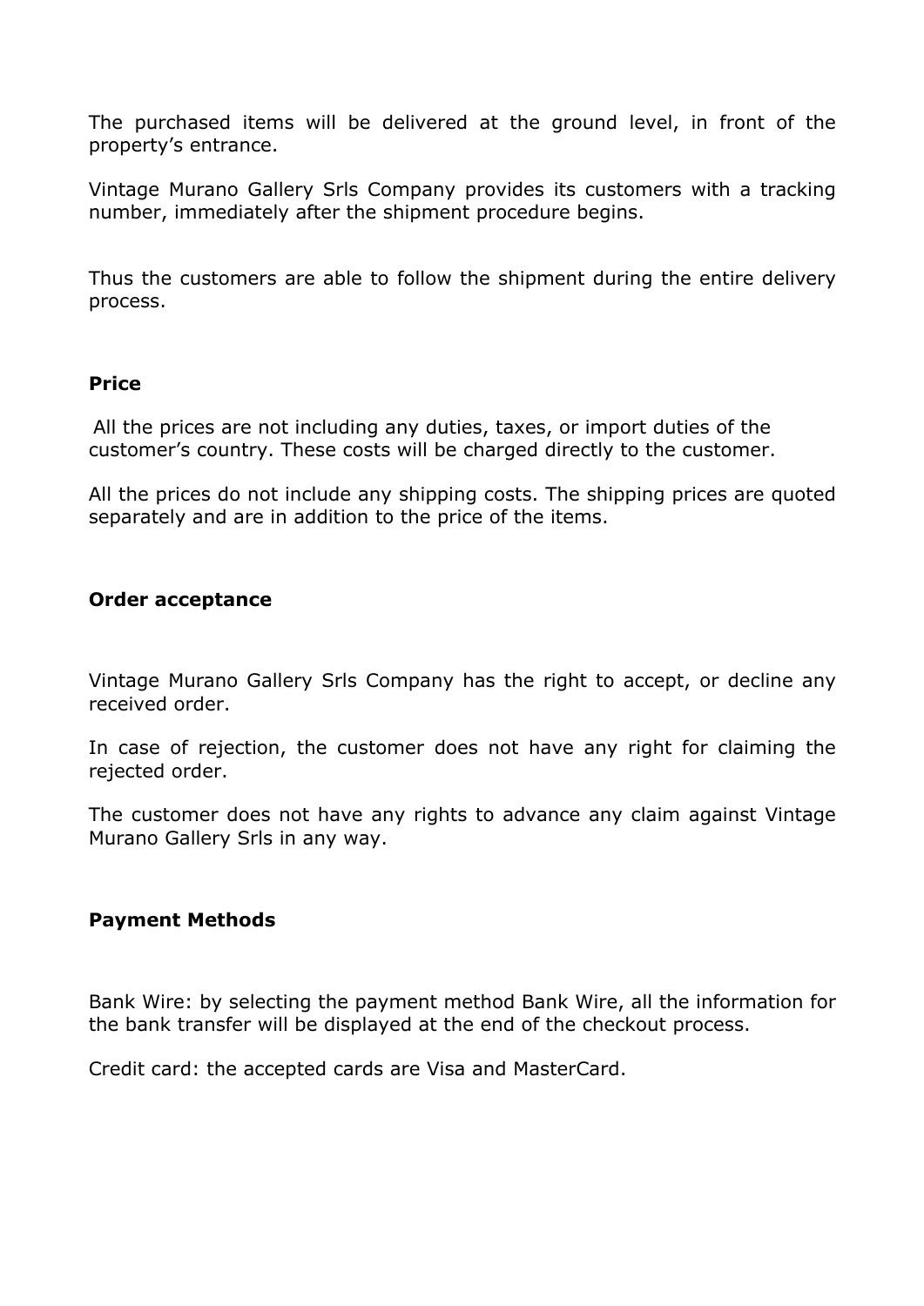The purchased items will be delivered at the ground level, in front of the property's entrance.

Vintage Murano Gallery Srls Company provides its customers with a tracking number, immediately after the shipment procedure begins.

Thus the customers are able to follow the shipment during the entire delivery process.

**Price**

All the prices are not including any duties, taxes, or import duties of the customer's country. These costs will be charged directly to the customer.

All the prices do not include any shipping costs. The shipping prices are quoted separately and are in addition to the price of the items.

**Order acceptance**

Vintage Murano Gallery Srls Company has the right to accept, or decline any received order.

In case of rejection, the customer does not have any right for claiming the rejected order.

The customer does not have any rights to advance any claim against Vintage Murano Gallery Srls in any way.

**Payment Methods**

Bank Wire: by selecting the payment method Bank Wire, all the information for the bank transfer will be displayed at the end of the checkout process.

Credit card: the accepted cards are Visa and MasterCard.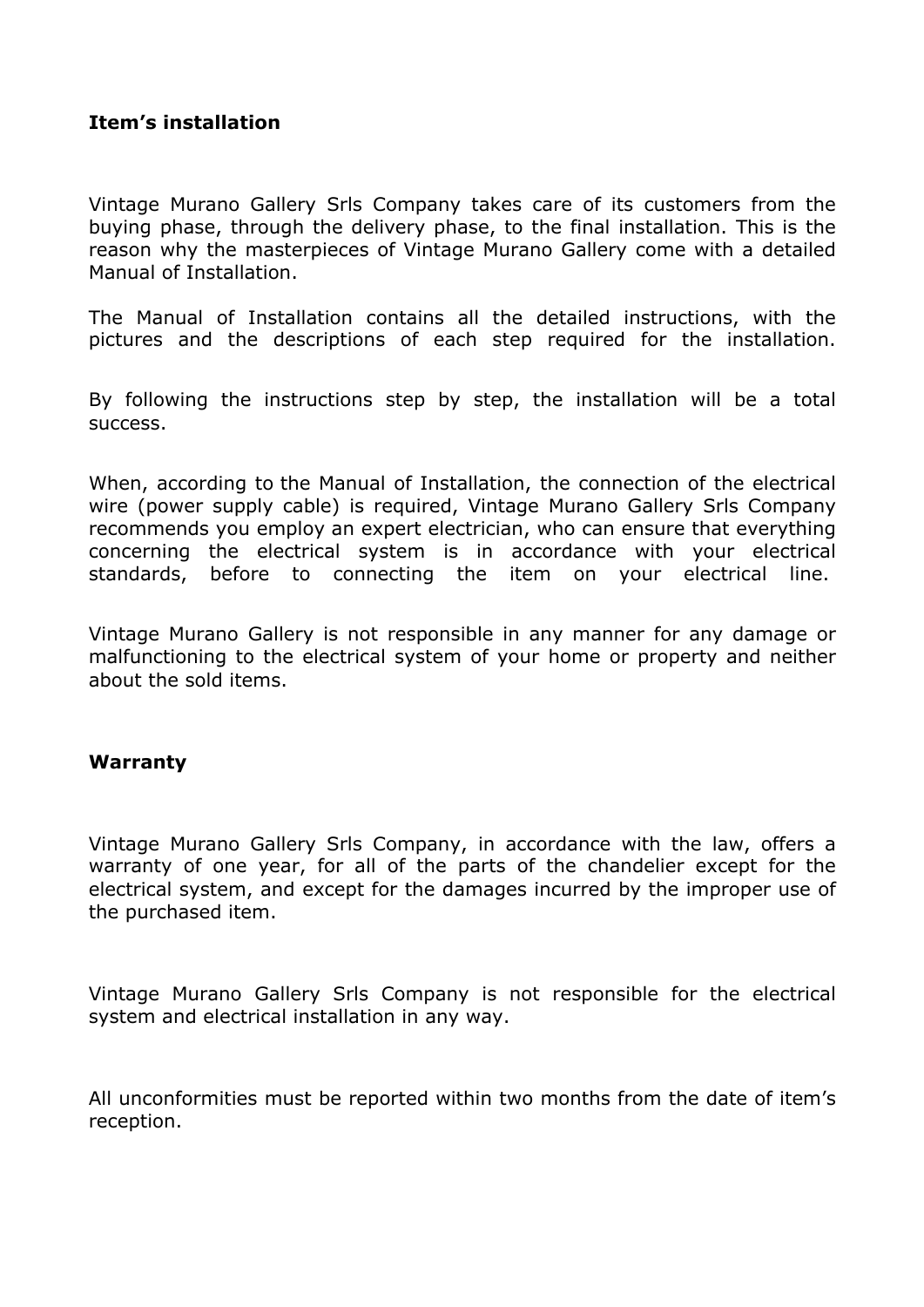**Item’s installation**

Vintage Murano Gallery Srls Company takes care of its customers from the buying phase, through the delivery phase, to the final installation. This is the reason why the masterpieces of Vintage Murano Gallery come with a detailed Manual of Installation.

The Manual of Installation contains all the detailed instructions, with the pictures and the descriptions of each step required for the installation.

By following the instructions step by step, the installation will be a total success.

When, according to the Manual of Installation, the connection of the electrical wire (power supply cable) is required, Vintage Murano Gallery Srls Company recommends you employ an expert electrician, who can ensure that everything concerning the electrical system is in accordance with your electrical standards, before to connecting the item on your electrical line.

Vintage Murano Gallery is not responsible in any manner for any damage or malfunctioning to the electrical system of your home or property and neither about the sold items.

**Warranty**

Vintage Murano Gallery Srls Company, in accordance with the law, offers a warranty of one year, for all of the parts of the chandelier except for the electrical system, and except for the damages incurred by the improper use of the purchased item.

Vintage Murano Gallery Srls Company is not responsible for the electrical system and electrical installation in any way.

All unconformities must be reported within two months from the date of item’s reception.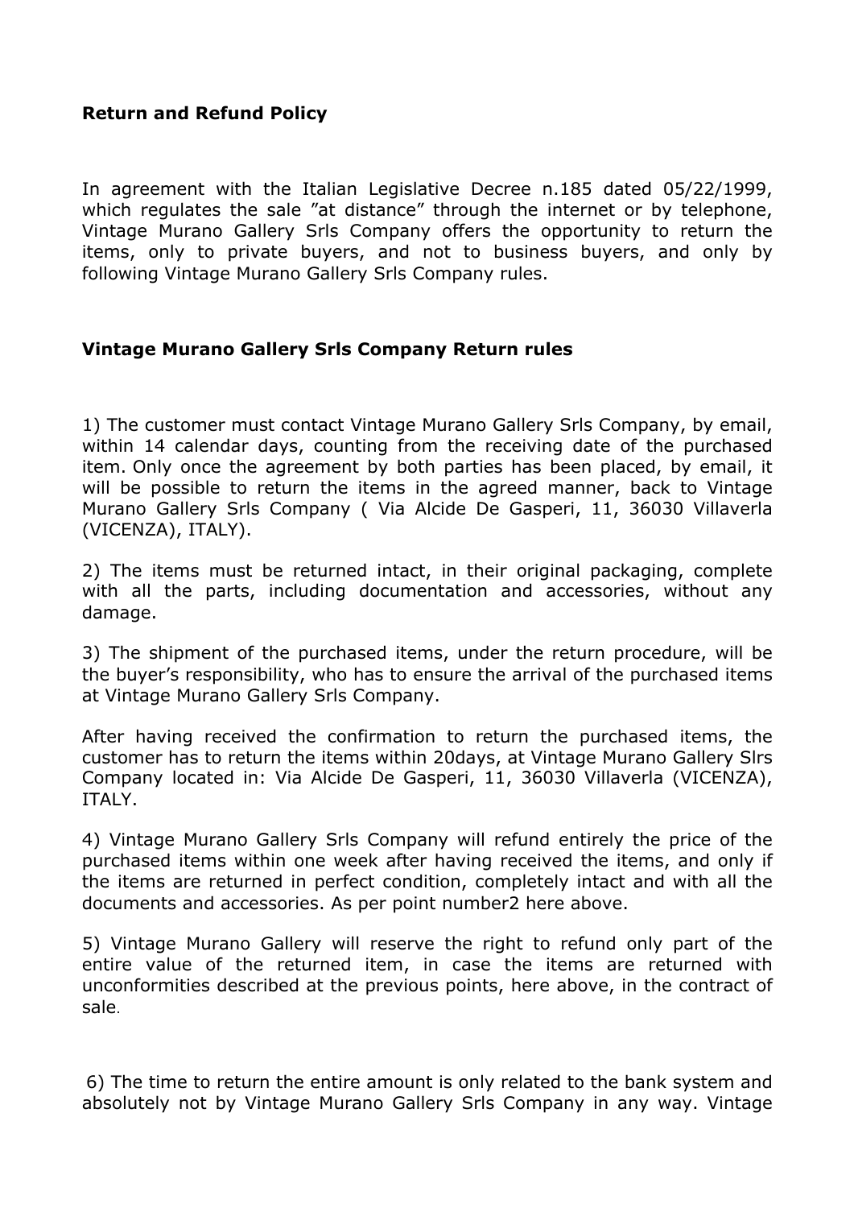**Return and Refund Policy**

In agreement with the Italian Legislative Decree n.185 dated 05/22/1999, which regulates the sale "at distance" through the internet or by telephone, Vintage Murano Gallery Srls Company offers the opportunity to return the items, only to private buyers, and not to business buyers, and only by following Vintage Murano Gallery Srls Company rules.

**Vintage Murano Gallery Srls Company Return rules**

1) The customer must contact Vintage Murano Gallery Srls Company, by email, within 14 calendar days, counting from the receiving date of the purchased item. Only once the agreement by both parties has been placed, by email, it will be possible to return the items in the agreed manner, back to Vintage Murano Gallery Srls Company ( Via Alcide De Gasperi, 11, 36030 Villaverla (VICENZA), ITALY).

2) The items must be returned intact, in their original packaging, complete with all the parts, including documentation and accessories, without any damage.

3) The shipment of the purchased items, under the return procedure, will be the buyer's responsibility, who has to ensure the arrival of the purchased items at Vintage Murano Gallery Srls Company.

After having received the confirmation to return the purchased items, the customer has to return the items within 20days, at Vintage Murano Gallery Slrs Company located in: Via Alcide De Gasperi, 11, 36030 Villaverla (VICENZA), ITALY.

4) Vintage Murano Gallery Srls Company will refund entirely the price of the purchased items within one week after having received the items, and only if the items are returned in perfect condition, completely intact and with all the documents and accessories. As per point number2 here above.

5) Vintage Murano Gallery will reserve the right to refund only part of the entire value of the returned item, in case the items are returned with unconformities described at the previous points, here above, in the contract of sale.

6) The time to return the entire amount is only related to the bank system and absolutely not by Vintage Murano Gallery Srls Company in any way. Vintage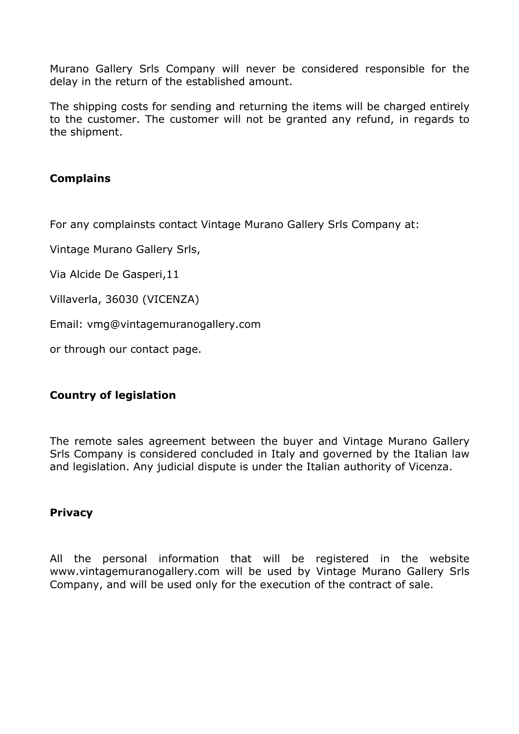Murano Gallery Srls Company will never be considered responsible for the delay in the return of the established amount.

The shipping costs for sending and returning the items will be charged entirely to the customer. The customer will not be granted any refund, in regards to the shipment.

### Complains

For any complainsts contact Vintage Murano Gallery Srls Company at:

Vintage Murano Gallery Srls,

Via Alcide De Gasperi,11

Villaverla, 36030 (VICENZA)

Email: vmg@vintagemuranogallery.com

or through our contact page.

### Country of legislation

The remote sales agreement between the buyer and Vintage Murano Gallery Srls Company is considered concluded in Italy and governed by the Italian law and legislation. Any judicial dispute is under the Italian authority of Vicenza.

### Privacy

All the personal information that will be registered in the website www.vintagemuranogallery.com will be used by Vintage Murano Gallery Srls Company, and will be used only for the execution of the contract of sale.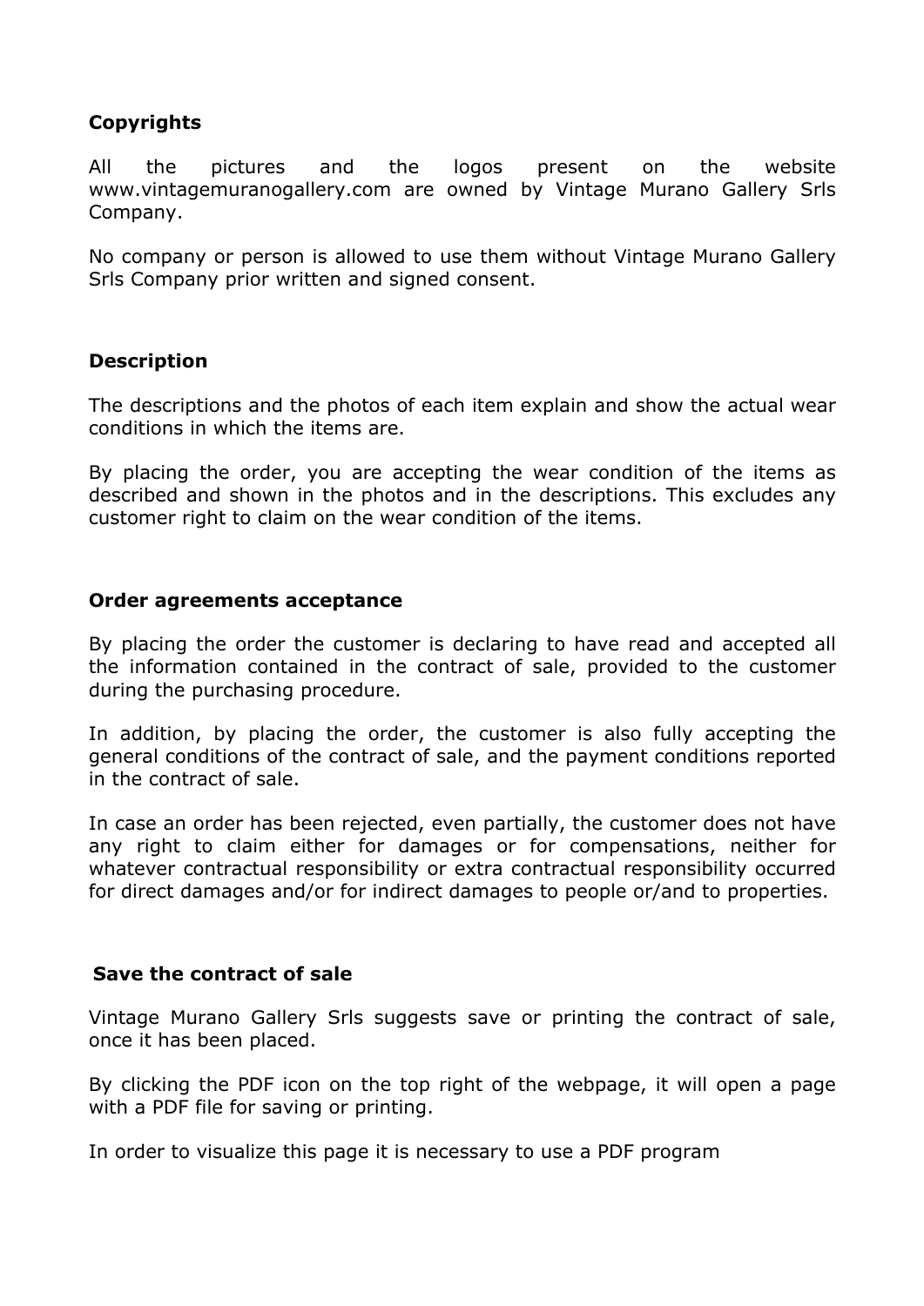**Copyrights**

All the pictures and the logos present on the website www.vintagemuranogallery.com are owned by Vintage Murano Gallery Srls Company.

No company or person is allowed to use them without Vintage Murano Gallery Srls Company prior written and signed consent.

**Description**

The descriptions and the photos of each item explain and show the actual wear conditions in which the items are.

By placing the order, you are accepting the wear condition of the items as described and shown in the photos and in the descriptions. This excludes any customer right to claim on the wear condition of the items.

**Order agreements acceptance**

By placing the order the customer is declaring to have read and accepted all the information contained in the contract of sale, provided to the customer during the purchasing procedure.

In addition, by placing the order, the customer is also fully accepting the general conditions of the contract of sale, and the payment conditions reported in the contract of sale.

In case an order has been rejected, even partially, the customer does not have any right to claim either for damages or for compensations, neither for whatever contractual responsibility or extra contractual responsibility occurred for direct damages and/or for indirect damages to people or/and to properties.

**Save the contract of sale**

Vintage Murano Gallery Srls suggests save or printing the contract of sale, once it has been placed.

By clicking the PDF icon on the top right of the webpage, it will open a page with a PDF file for saving or printing.

In order to visualize this page it is necessary to use a PDF program